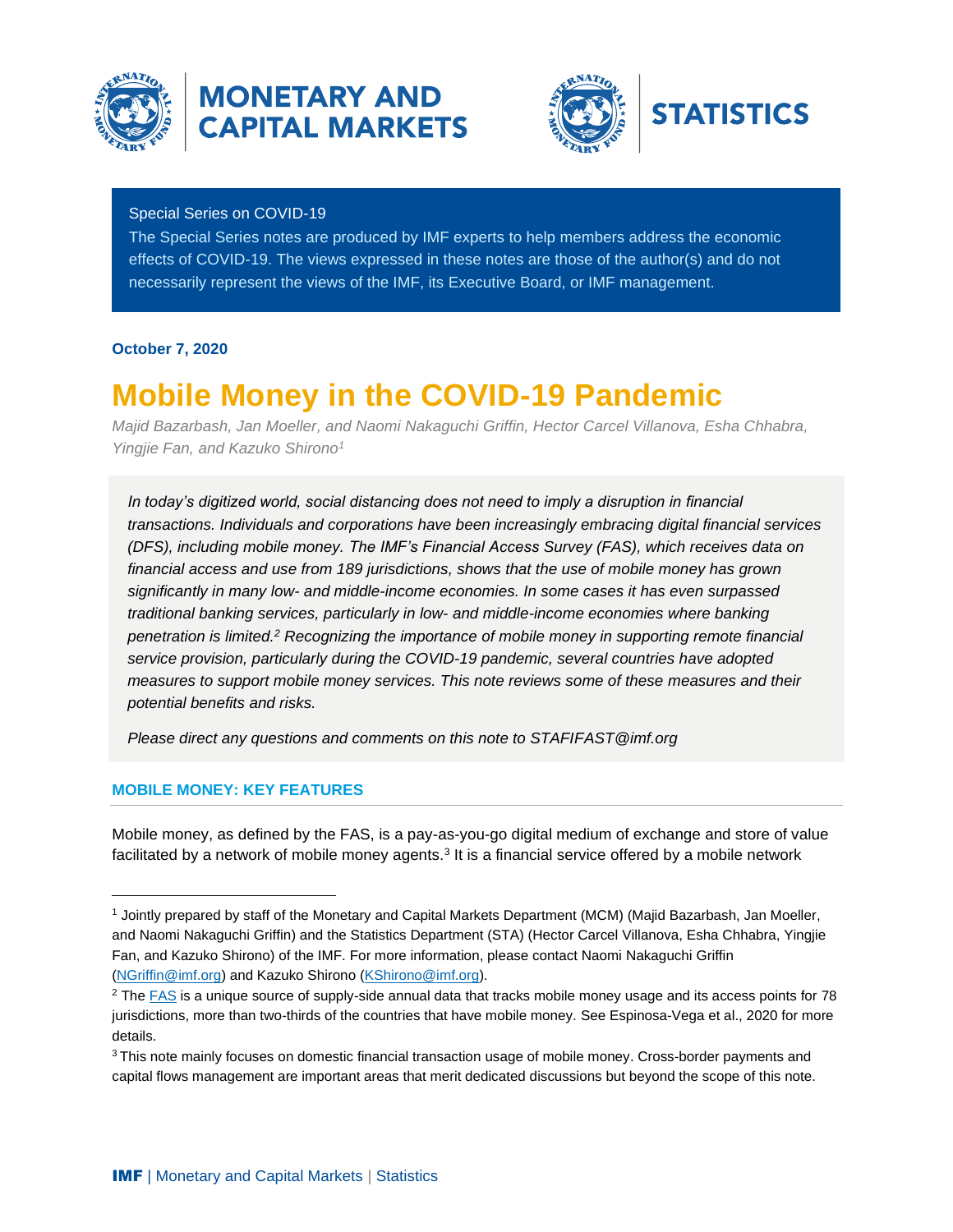MONETARY AND CAPITAL MARKETS

STATISTICS

Special Series on COVID-19

The Special Series notes are produced by IMF experts to help members address the economic effects of COVID-19. The views expressed in these notes are those of the author(s) and do not necessarily represent the views of the IMF, its Executive Board, or IMF management.

**October 7, 2020**

# Mobile Money in the COVID-19 Pandemic

*Majid Bazarbash, Jan Moeller, and Naomi Nakaguchi Griffin, Hector Carcel Villanova, Esha Chhabra, Yingjie Fan, and Kazuko Shirono*[1]

*In today's digitized world, social distancing does not need to imply a disruption in financial transactions. Individuals and corporations have been increasingly embracing digital financial services (DFS), including mobile money. The IMF's Financial Access Survey (FAS), which receives data on financial access and use from 189 jurisdictions, shows that the use of mobile money has grown significantly in many low- and middle-income economies. In some cases it has even surpassed traditional banking services, particularly in low- and middle-income economies where banking penetration is limited.*[2] *Recognizing the importance of mobile money in supporting remote financial service provision, particularly during the COVID-19 pandemic, several countries have adopted measures to support mobile money services. This note reviews some of these measures and their potential benefits and risks.*

*Please direct any questions and comments on this note to STAFIFAST@imf.org*

## MOBILE MONEY: KEY FEATURES

Mobile money, as defined by the FAS, is a pay-as-you-go digital medium of exchange and store of value facilitated by a network of mobile money agents.[3] It is a financial service offered by a mobile network

---

[1] Jointly prepared by staff of the Monetary and Capital Markets Department (MCM) (Majid Bazarbash, Jan Moeller, and Naomi Nakaguchi Griffin) and the Statistics Department (STA) (Hector Carcel Villanova, Esha Chhabra, Yingjie Fan, and Kazuko Shirono) of the IMF. For more information, please contact Naomi Nakaguchi Griffin (NGriffin@imf.org) and Kazuko Shirono (KShirono@imf.org).

[2] The FAS is a unique source of supply-side annual data that tracks mobile money usage and its access points for 78 jurisdictions, more than two-thirds of the countries that have mobile money. See Espinosa-Vega et al., 2020 for more details.

[3] This note mainly focuses on domestic financial transaction usage of mobile money. Cross-border payments and capital flows management are important areas that merit dedicated discussions but beyond the scope of this note.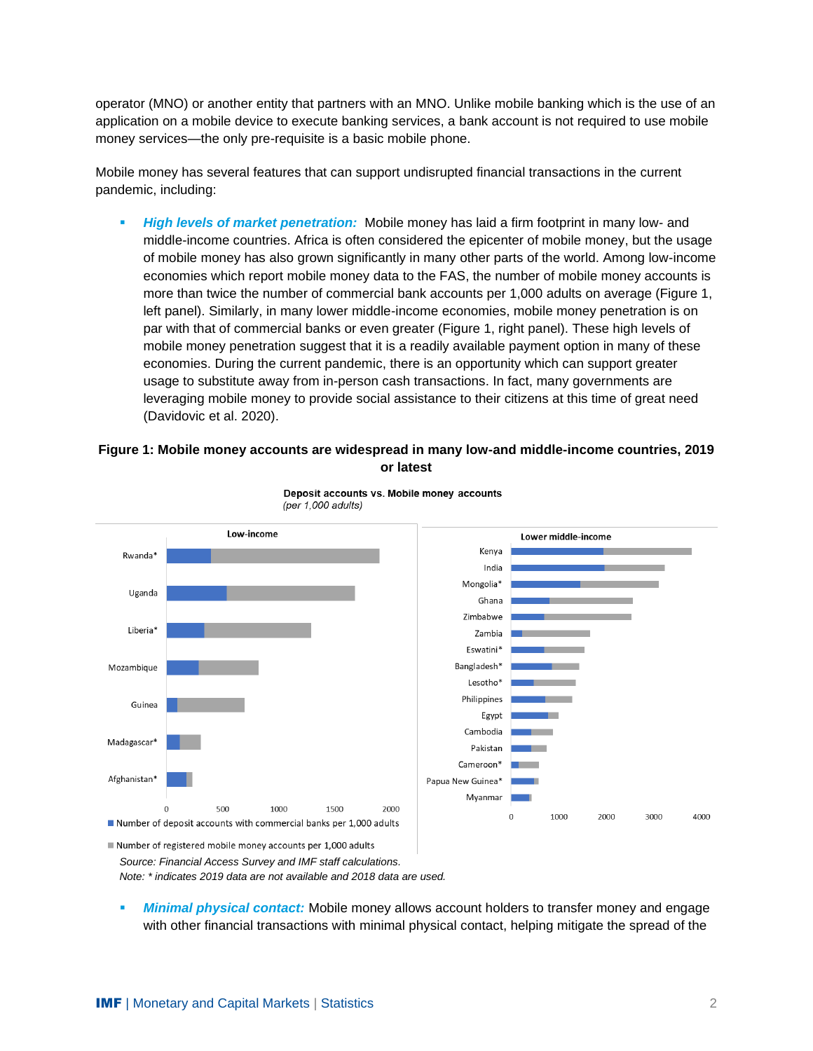operator (MNO) or another entity that partners with an MNO. Unlike mobile banking which is the use of an application on a mobile device to execute banking services, a bank account is not required to use mobile money services—the only pre-requisite is a basic mobile phone.

Mobile money has several features that can support undisrupted financial transactions in the current pandemic, including:

- ***High levels of market penetration:*** Mobile money has laid a firm footprint in many low- and middle-income countries. Africa is often considered the epicenter of mobile money, but the usage of mobile money has also grown significantly in many other parts of the world. Among low-income economies which report mobile money data to the FAS, the number of mobile money accounts is more than twice the number of commercial bank accounts per 1,000 adults on average (Figure 1, left panel). Similarly, in many lower middle-income economies, mobile money penetration is on par with that of commercial banks or even greater (Figure 1, right panel). These high levels of mobile money penetration suggest that it is a readily available payment option in many of these economies. During the current pandemic, there is an opportunity which can support greater usage to substitute away from in-person cash transactions. In fact, many governments are leveraging mobile money to provide social assistance to their citizens at this time of great need (Davidovic et al. 2020).

**Figure 1: Mobile money accounts are widespread in many low-and middle-income countries, 2019 or latest**

*Source: Financial Access Survey and IMF staff calculations.*
*Note: * indicates 2019 data are not available and 2018 data are used.*

- ***Minimal physical contact:*** Mobile money allows account holders to transfer money and engage with other financial transactions with minimal physical contact, helping mitigate the spread of the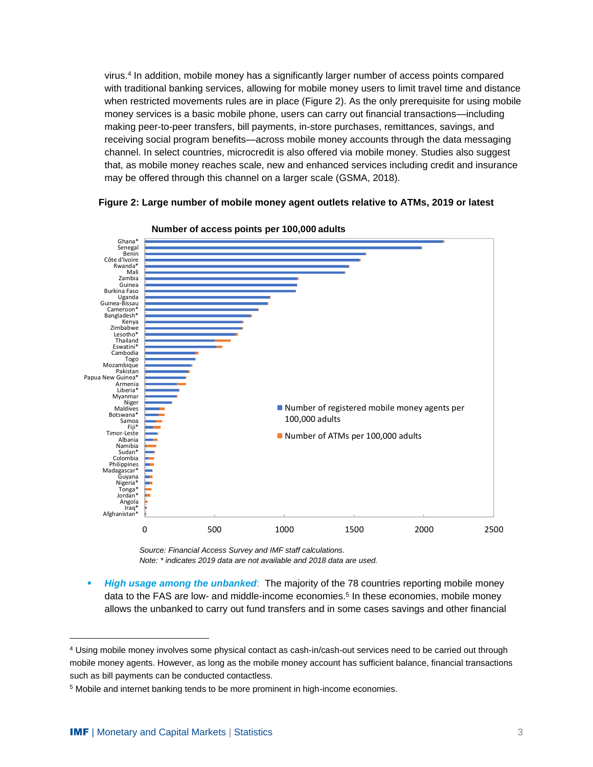virus.[4] In addition, mobile money has a significantly larger number of access points compared with traditional banking services, allowing for mobile money users to limit travel time and distance when restricted movements rules are in place (Figure 2). As the only prerequisite for using mobile money services is a basic mobile phone, users can carry out financial transactions—including making peer-to-peer transfers, bill payments, in-store purchases, remittances, savings, and receiving social program benefits—across mobile money accounts through the data messaging channel. In select countries, microcredit is also offered via mobile money. Studies also suggest that, as mobile money reaches scale, new and enhanced services including credit and insurance may be offered through this channel on a larger scale (GSMA, 2018).

**Figure 2: Large number of mobile money agent outlets relative to ATMs, 2019 or latest**

**Number of access points per 100,000 adults**

Ghana*, Senegal, Benin, Côte d'Ivoire, Rwanda*, Mali, Zambia, Guinea, Burkina Faso, Uganda, Guinea-Bissau, Cameroon*, Bangladesh*, Kenya, Zimbabwe, Lesotho*, Thailand, Eswatini*, Cambodia, Togo, Mozambique, Pakistan, Papua New Guinea*, Armenia, Liberia*, Myanmar, Niger, Maldives, Botswana*, Samoa, Fiji*, Timor-Leste, Albania, Namibia, Sudan*, Colombia, Philippines, Madagascar*, Guyana, Nigeria*, Tonga*, Jordan*, Angola, Iraq*, Afghanistan*

0 500 1000 1500 2000 2500

■ Number of registered mobile money agents per 100,000 adults

■ Number of ATMs per 100,000 adults

*Source: Financial Access Survey and IMF staff calculations.*
*Note: * indicates 2019 data are not available and 2018 data are used.*

- ***High usage among the unbanked***: The majority of the 78 countries reporting mobile money data to the FAS are low- and middle-income economies.[5] In these economies, mobile money allows the unbanked to carry out fund transfers and in some cases savings and other financial

---

[4] Using mobile money involves some physical contact as cash-in/cash-out services need to be carried out through mobile money agents. However, as long as the mobile money account has sufficient balance, financial transactions such as bill payments can be conducted contactless.

[5] Mobile and internet banking tends to be more prominent in high-income economies.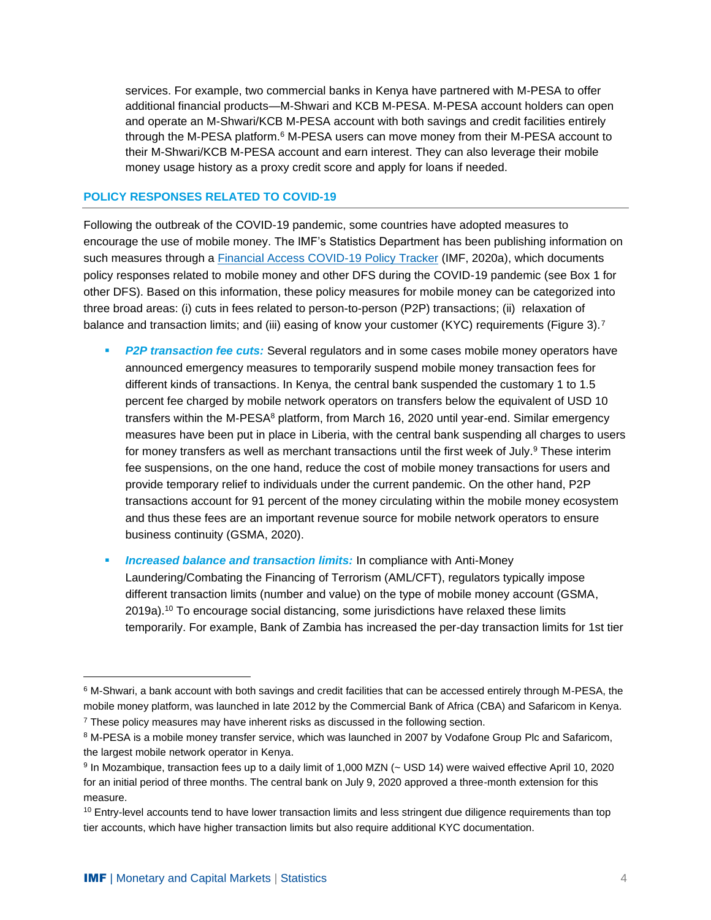services. For example, two commercial banks in Kenya have partnered with M-PESA to offer additional financial products—M-Shwari and KCB M-PESA. M-PESA account holders can open and operate an M-Shwari/KCB M-PESA account with both savings and credit facilities entirely through the M-PESA platform.[6] M-PESA users can move money from their M-PESA account to their M-Shwari/KCB M-PESA account and earn interest. They can also leverage their mobile money usage history as a proxy credit score and apply for loans if needed.

## POLICY RESPONSES RELATED TO COVID-19

Following the outbreak of the COVID-19 pandemic, some countries have adopted measures to encourage the use of mobile money. The IMF's Statistics Department has been publishing information on such measures through a Financial Access COVID-19 Policy Tracker (IMF, 2020a), which documents policy responses related to mobile money and other DFS during the COVID-19 pandemic (see Box 1 for other DFS). Based on this information, these policy measures for mobile money can be categorized into three broad areas: (i) cuts in fees related to person-to-person (P2P) transactions; (ii) relaxation of balance and transaction limits; and (iii) easing of know your customer (KYC) requirements (Figure 3).[7]

- ***P2P transaction fee cuts:*** Several regulators and in some cases mobile money operators have announced emergency measures to temporarily suspend mobile money transaction fees for different kinds of transactions. In Kenya, the central bank suspended the customary 1 to 1.5 percent fee charged by mobile network operators on transfers below the equivalent of USD 10 transfers within the M-PESA[8] platform, from March 16, 2020 until year-end. Similar emergency measures have been put in place in Liberia, with the central bank suspending all charges to users for money transfers as well as merchant transactions until the first week of July.[9] These interim fee suspensions, on the one hand, reduce the cost of mobile money transactions for users and provide temporary relief to individuals under the current pandemic. On the other hand, P2P transactions account for 91 percent of the money circulating within the mobile money ecosystem and thus these fees are an important revenue source for mobile network operators to ensure business continuity (GSMA, 2020).
- ***Increased balance and transaction limits:*** In compliance with Anti-Money Laundering/Combating the Financing of Terrorism (AML/CFT), regulators typically impose different transaction limits (number and value) on the type of mobile money account (GSMA, 2019a).[10] To encourage social distancing, some jurisdictions have relaxed these limits temporarily. For example, Bank of Zambia has increased the per-day transaction limits for 1st tier

---

[6] M-Shwari, a bank account with both savings and credit facilities that can be accessed entirely through M-PESA, the mobile money platform, was launched in late 2012 by the Commercial Bank of Africa (CBA) and Safaricom in Kenya.

[7] These policy measures may have inherent risks as discussed in the following section.

[8] M-PESA is a mobile money transfer service, which was launched in 2007 by Vodafone Group Plc and Safaricom, the largest mobile network operator in Kenya.

[9] In Mozambique, transaction fees up to a daily limit of 1,000 MZN (~ USD 14) were waived effective April 10, 2020 for an initial period of three months. The central bank on July 9, 2020 approved a three-month extension for this measure.

[10] Entry-level accounts tend to have lower transaction limits and less stringent due diligence requirements than top tier accounts, which have higher transaction limits but also require additional KYC documentation.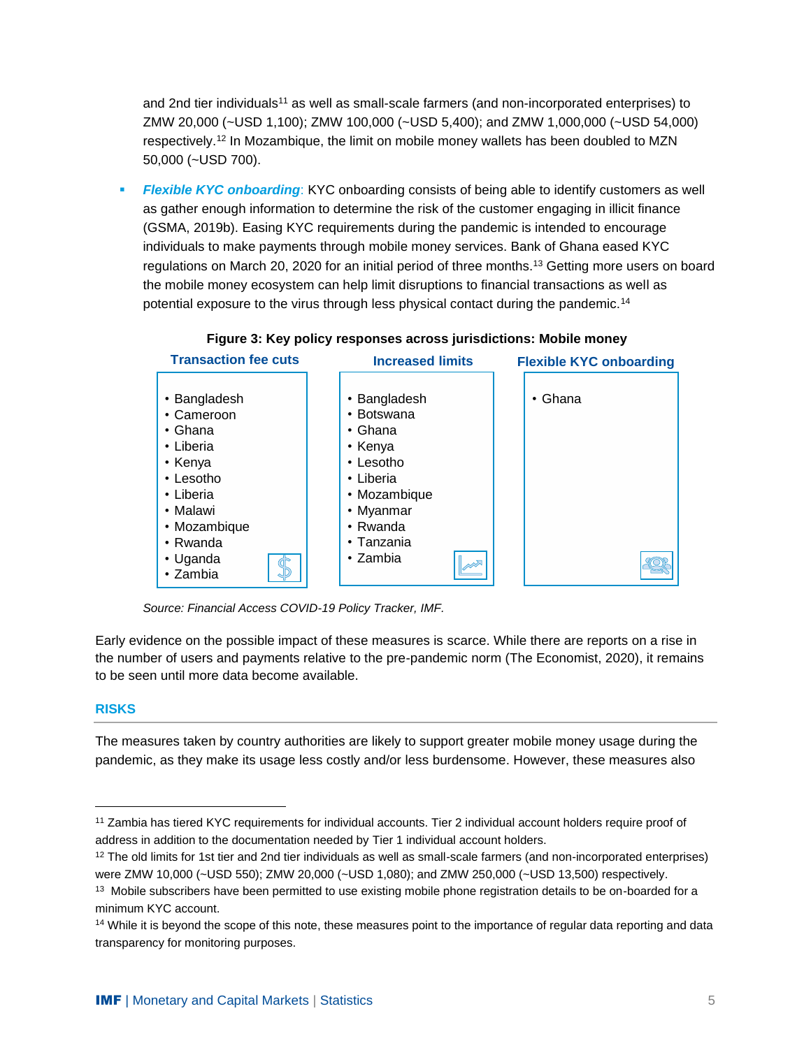and 2nd tier individuals[11] as well as small-scale farmers (and non-incorporated enterprises) to ZMW 20,000 (~USD 1,100); ZMW 100,000 (~USD 5,400); and ZMW 1,000,000 (~USD 54,000) respectively.[12] In Mozambique, the limit on mobile money wallets has been doubled to MZN 50,000 (~USD 700).

- ***Flexible KYC onboarding***: KYC onboarding consists of being able to identify customers as well as gather enough information to determine the risk of the customer engaging in illicit finance (GSMA, 2019b). Easing KYC requirements during the pandemic is intended to encourage individuals to make payments through mobile money services. Bank of Ghana eased KYC regulations on March 20, 2020 for an initial period of three months.[13] Getting more users on board the mobile money ecosystem can help limit disruptions to financial transactions as well as potential exposure to the virus through less physical contact during the pandemic.[14]

**Figure 3: Key policy responses across jurisdictions: Mobile money**

| Transaction fee cuts | Increased limits | Flexible KYC onboarding |
|---|---|---|
| Bangladesh | Bangladesh | Ghana |
| Cameroon | Botswana | |
| Ghana | Ghana | |
| Liberia | Kenya | |
| Kenya | Lesotho | |
| Lesotho | Liberia | |
| Liberia | Mozambique | |
| Malawi | Myanmar | |
| Mozambique | Rwanda | |
| Rwanda | Tanzania | |
| Uganda | Zambia | |
| Zambia | | |

*Source: Financial Access COVID-19 Policy Tracker, IMF.*

Early evidence on the possible impact of these measures is scarce. While there are reports on a rise in the number of users and payments relative to the pre-pandemic norm (The Economist, 2020), it remains to be seen until more data become available.

## RISKS

The measures taken by country authorities are likely to support greater mobile money usage during the pandemic, as they make its usage less costly and/or less burdensome. However, these measures also

---

[11] Zambia has tiered KYC requirements for individual accounts. Tier 2 individual account holders require proof of address in addition to the documentation needed by Tier 1 individual account holders.

[12] The old limits for 1st tier and 2nd tier individuals as well as small-scale farmers (and non-incorporated enterprises) were ZMW 10,000 (~USD 550); ZMW 20,000 (~USD 1,080); and ZMW 250,000 (~USD 13,500) respectively.

[13] Mobile subscribers have been permitted to use existing mobile phone registration details to be on-boarded for a minimum KYC account.

[14] While it is beyond the scope of this note, these measures point to the importance of regular data reporting and data transparency for monitoring purposes.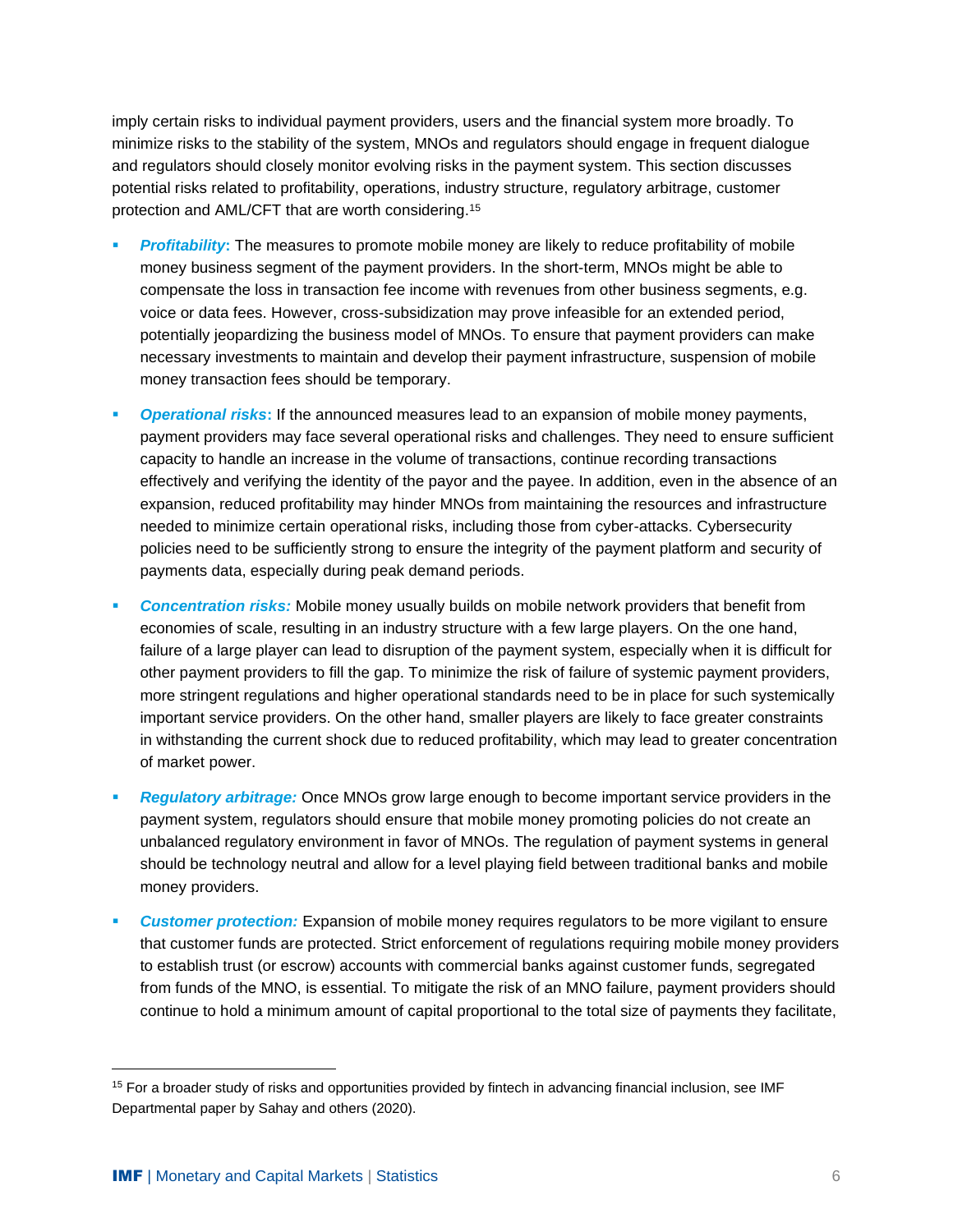imply certain risks to individual payment providers, users and the financial system more broadly. To minimize risks to the stability of the system, MNOs and regulators should engage in frequent dialogue and regulators should closely monitor evolving risks in the payment system. This section discusses potential risks related to profitability, operations, industry structure, regulatory arbitrage, customer protection and AML/CFT that are worth considering.[15]

- ***Profitability*****:** The measures to promote mobile money are likely to reduce profitability of mobile money business segment of the payment providers. In the short-term, MNOs might be able to compensate the loss in transaction fee income with revenues from other business segments, e.g. voice or data fees. However, cross-subsidization may prove infeasible for an extended period, potentially jeopardizing the business model of MNOs. To ensure that payment providers can make necessary investments to maintain and develop their payment infrastructure, suspension of mobile money transaction fees should be temporary.
- ***Operational risks*****:** If the announced measures lead to an expansion of mobile money payments, payment providers may face several operational risks and challenges. They need to ensure sufficient capacity to handle an increase in the volume of transactions, continue recording transactions effectively and verifying the identity of the payor and the payee. In addition, even in the absence of an expansion, reduced profitability may hinder MNOs from maintaining the resources and infrastructure needed to minimize certain operational risks, including those from cyber-attacks. Cybersecurity policies need to be sufficiently strong to ensure the integrity of the payment platform and security of payments data, especially during peak demand periods.
- ***Concentration risks:*** Mobile money usually builds on mobile network providers that benefit from economies of scale, resulting in an industry structure with a few large players. On the one hand, failure of a large player can lead to disruption of the payment system, especially when it is difficult for other payment providers to fill the gap. To minimize the risk of failure of systemic payment providers, more stringent regulations and higher operational standards need to be in place for such systemically important service providers. On the other hand, smaller players are likely to face greater constraints in withstanding the current shock due to reduced profitability, which may lead to greater concentration of market power.
- ***Regulatory arbitrage:*** Once MNOs grow large enough to become important service providers in the payment system, regulators should ensure that mobile money promoting policies do not create an unbalanced regulatory environment in favor of MNOs. The regulation of payment systems in general should be technology neutral and allow for a level playing field between traditional banks and mobile money providers.
- ***Customer protection:*** Expansion of mobile money requires regulators to be more vigilant to ensure that customer funds are protected. Strict enforcement of regulations requiring mobile money providers to establish trust (or escrow) accounts with commercial banks against customer funds, segregated from funds of the MNO, is essential. To mitigate the risk of an MNO failure, payment providers should continue to hold a minimum amount of capital proportional to the total size of payments they facilitate,

[15] For a broader study of risks and opportunities provided by fintech in advancing financial inclusion, see IMF Departmental paper by Sahay and others (2020).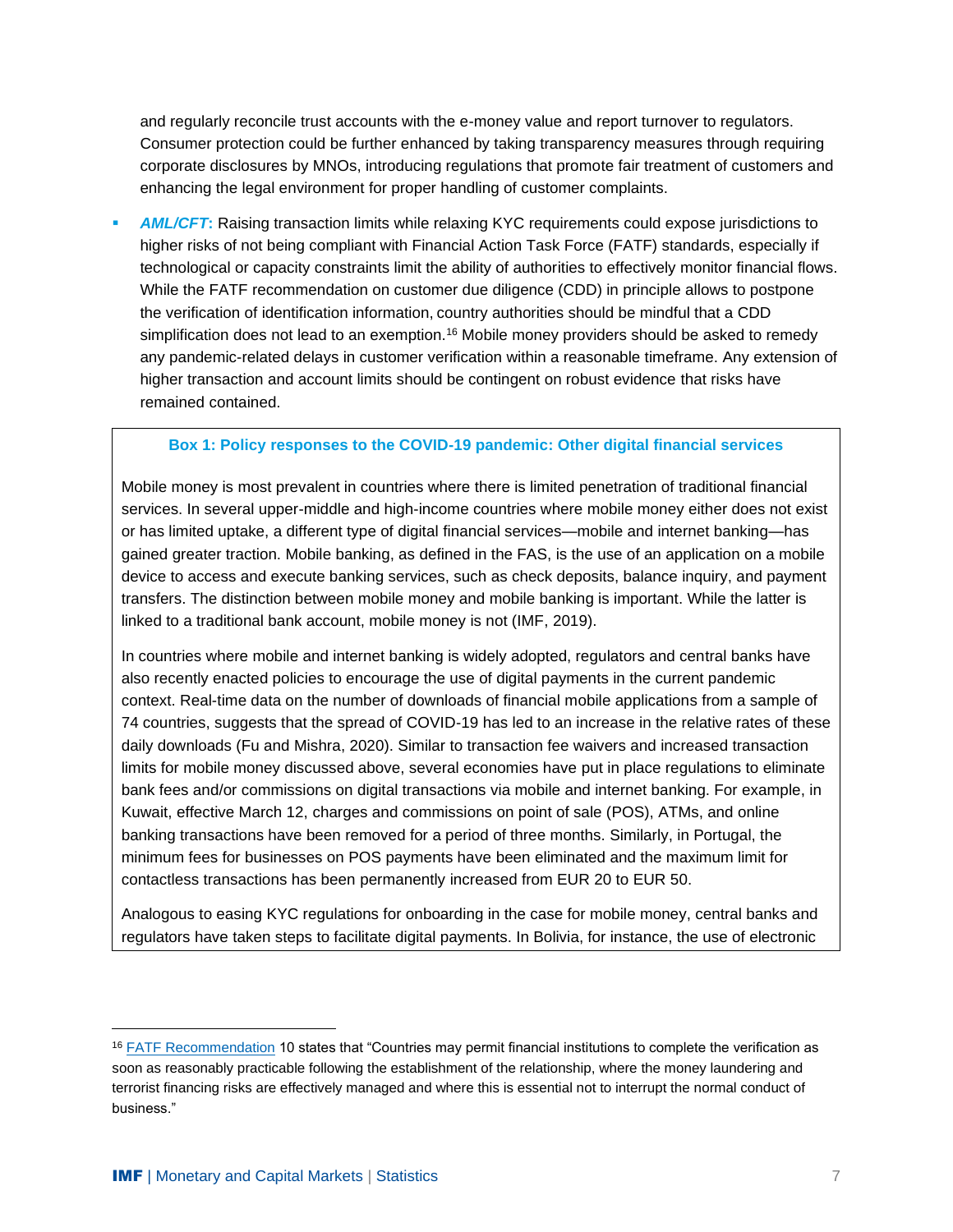and regularly reconcile trust accounts with the e-money value and report turnover to regulators. Consumer protection could be further enhanced by taking transparency measures through requiring corporate disclosures by MNOs, introducing regulations that promote fair treatment of customers and enhancing the legal environment for proper handling of customer complaints.

- ***AML/CFT*****:** Raising transaction limits while relaxing KYC requirements could expose jurisdictions to higher risks of not being compliant with Financial Action Task Force (FATF) standards, especially if technological or capacity constraints limit the ability of authorities to effectively monitor financial flows. While the FATF recommendation on customer due diligence (CDD) in principle allows to postpone the verification of identification information, country authorities should be mindful that a CDD simplification does not lead to an exemption.[16] Mobile money providers should be asked to remedy any pandemic-related delays in customer verification within a reasonable timeframe. Any extension of higher transaction and account limits should be contingent on robust evidence that risks have remained contained.

### Box 1: Policy responses to the COVID-19 pandemic: Other digital financial services

Mobile money is most prevalent in countries where there is limited penetration of traditional financial services. In several upper-middle and high-income countries where mobile money either does not exist or has limited uptake, a different type of digital financial services—mobile and internet banking—has gained greater traction. Mobile banking, as defined in the FAS, is the use of an application on a mobile device to access and execute banking services, such as check deposits, balance inquiry, and payment transfers. The distinction between mobile money and mobile banking is important. While the latter is linked to a traditional bank account, mobile money is not (IMF, 2019).

In countries where mobile and internet banking is widely adopted, regulators and central banks have also recently enacted policies to encourage the use of digital payments in the current pandemic context. Real-time data on the number of downloads of financial mobile applications from a sample of 74 countries, suggests that the spread of COVID-19 has led to an increase in the relative rates of these daily downloads (Fu and Mishra, 2020). Similar to transaction fee waivers and increased transaction limits for mobile money discussed above, several economies have put in place regulations to eliminate bank fees and/or commissions on digital transactions via mobile and internet banking. For example, in Kuwait, effective March 12, charges and commissions on point of sale (POS), ATMs, and online banking transactions have been removed for a period of three months. Similarly, in Portugal, the minimum fees for businesses on POS payments have been eliminated and the maximum limit for contactless transactions has been permanently increased from EUR 20 to EUR 50.

Analogous to easing KYC regulations for onboarding in the case for mobile money, central banks and regulators have taken steps to facilitate digital payments. In Bolivia, for instance, the use of electronic

---

[16] FATF Recommendation 10 states that "Countries may permit financial institutions to complete the verification as soon as reasonably practicable following the establishment of the relationship, where the money laundering and terrorist financing risks are effectively managed and where this is essential not to interrupt the normal conduct of business."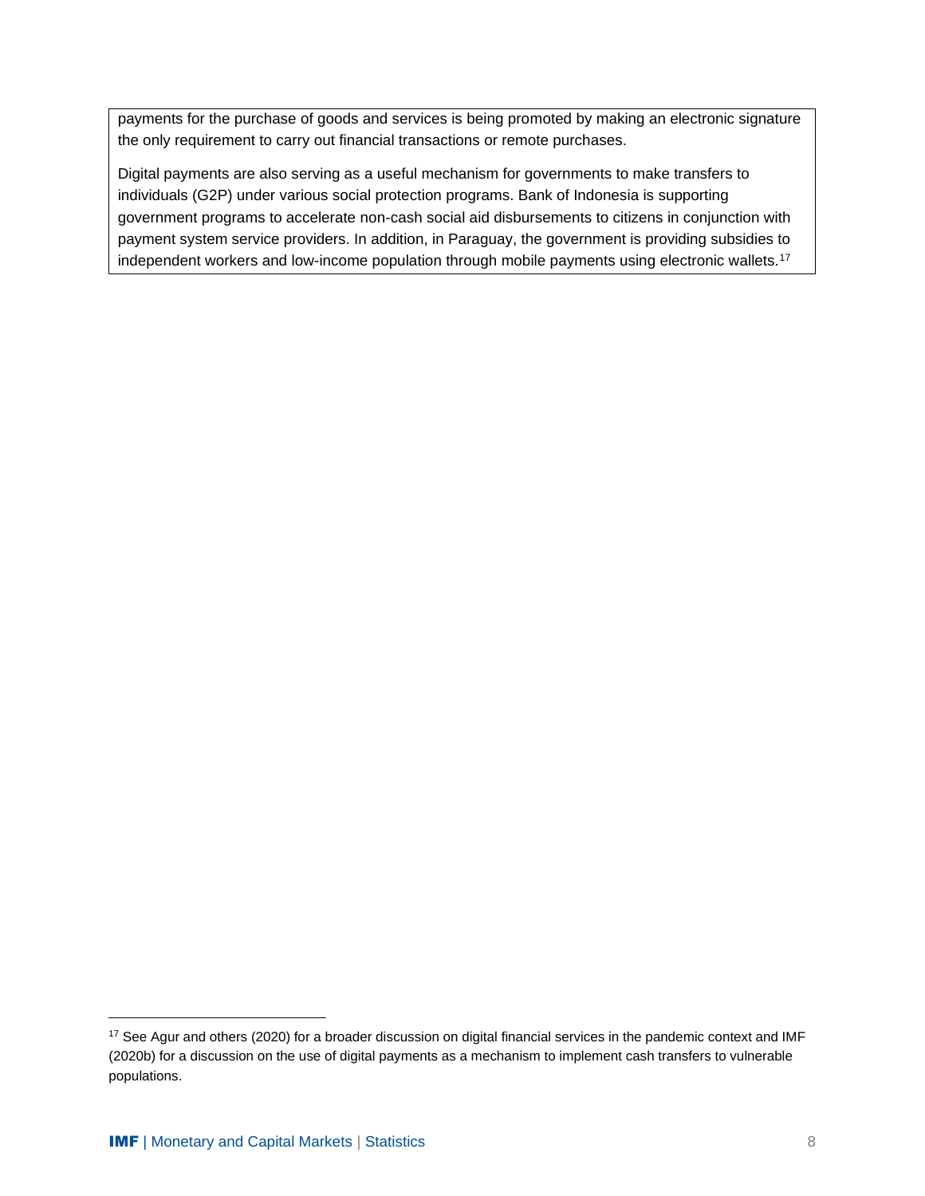payments for the purchase of goods and services is being promoted by making an electronic signature the only requirement to carry out financial transactions or remote purchases.

Digital payments are also serving as a useful mechanism for governments to make transfers to individuals (G2P) under various social protection programs. Bank of Indonesia is supporting government programs to accelerate non-cash social aid disbursements to citizens in conjunction with payment system service providers. In addition, in Paraguay, the government is providing subsidies to independent workers and low-income population through mobile payments using electronic wallets.[17]

---

[17] See Agur and others (2020) for a broader discussion on digital financial services in the pandemic context and IMF (2020b) for a discussion on the use of digital payments as a mechanism to implement cash transfers to vulnerable populations.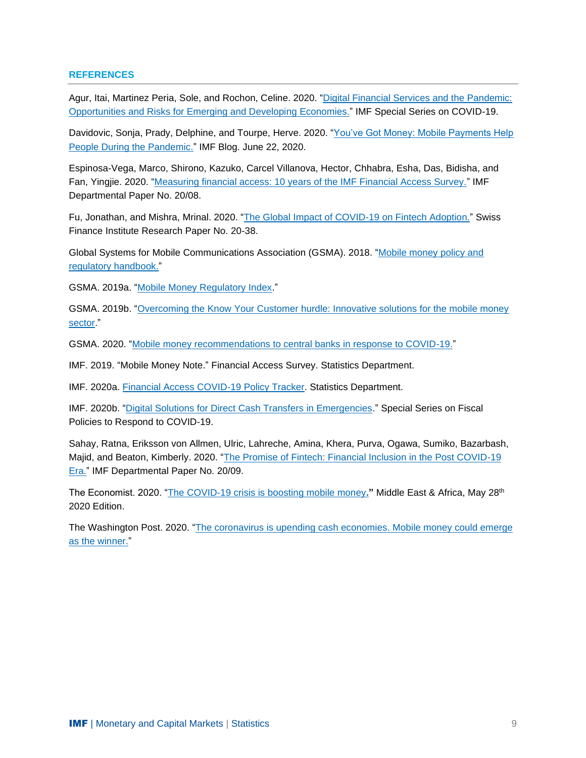## REFERENCES

Agur, Itai, Martinez Peria, Sole, and Rochon, Celine. 2020. "Digital Financial Services and the Pandemic: Opportunities and Risks for Emerging and Developing Economies." IMF Special Series on COVID-19.

Davidovic, Sonja, Prady, Delphine, and Tourpe, Herve. 2020. "You've Got Money: Mobile Payments Help People During the Pandemic." IMF Blog. June 22, 2020.

Espinosa-Vega, Marco, Shirono, Kazuko, Carcel Villanova, Hector, Chhabra, Esha, Das, Bidisha, and Fan, Yingjie. 2020. "Measuring financial access: 10 years of the IMF Financial Access Survey." IMF Departmental Paper No. 20/08.

Fu, Jonathan, and Mishra, Mrinal. 2020. "The Global Impact of COVID-19 on Fintech Adoption." Swiss Finance Institute Research Paper No. 20-38.

Global Systems for Mobile Communications Association (GSMA). 2018. "Mobile money policy and regulatory handbook."

GSMA. 2019a. "Mobile Money Regulatory Index."

GSMA. 2019b. "Overcoming the Know Your Customer hurdle: Innovative solutions for the mobile money sector."

GSMA. 2020. "Mobile money recommendations to central banks in response to COVID-19."

IMF. 2019. "Mobile Money Note." Financial Access Survey. Statistics Department.

IMF. 2020a. Financial Access COVID-19 Policy Tracker. Statistics Department.

IMF. 2020b. "Digital Solutions for Direct Cash Transfers in Emergencies." Special Series on Fiscal Policies to Respond to COVID-19.

Sahay, Ratna, Eriksson von Allmen, Ulric, Lahreche, Amina, Khera, Purva, Ogawa, Sumiko, Bazarbash, Majid, and Beaton, Kimberly. 2020. "The Promise of Fintech: Financial Inclusion in the Post COVID-19 Era." IMF Departmental Paper No. 20/09.

The Economist. 2020. "The COVID-19 crisis is boosting mobile money**."** Middle East & Africa, May 28th 2020 Edition.

The Washington Post. 2020. "The coronavirus is upending cash economies. Mobile money could emerge as the winner."